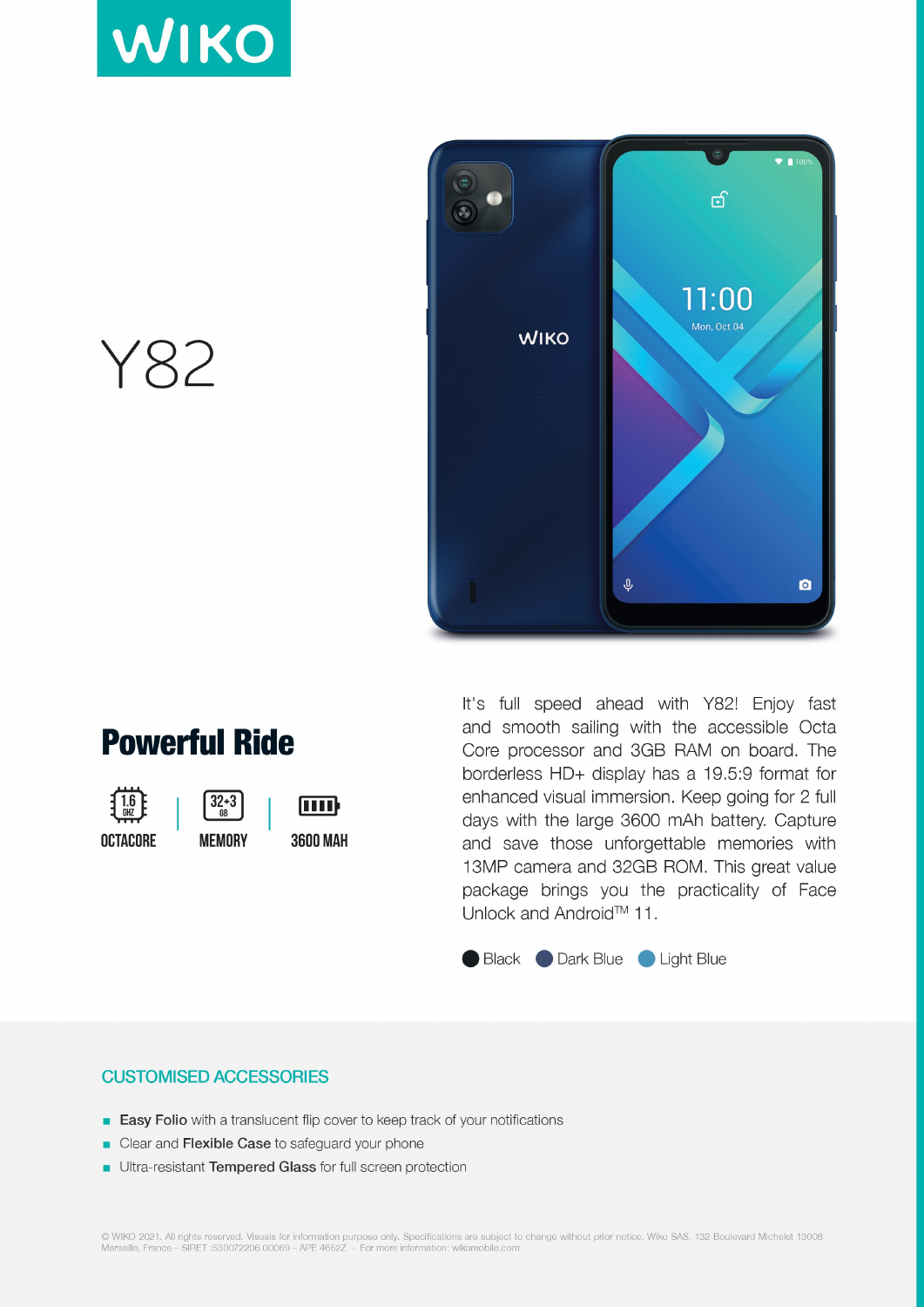WIKO

# Y82

## Powerful Ride

1.6 GHZ OCTACORE | 32+3 GB MEMORY | 3600 MAH

It's full speed ahead with Y82! Enjoy fast and smooth sailing with the accessible Octa Core processor and 3GB RAM on board. The borderless HD+ display has a 19.5:9 format for enhanced visual immersion. Keep going for 2 full days with the large 3600 mAh battery. Capture and save those unforgettable memories with 13MP camera and 32GB ROM. This great value package brings you the practicality of Face Unlock and Android™ 11.

Black  Dark Blue  Light Blue

### CUSTOMISED ACCESSORIES

- **Easy Folio** with a translucent flip cover to keep track of your notifications
- Clear and **Flexible Case** to safeguard your phone
- Ultra-resistant **Tempered Glass** for full screen protection

© WIKO 2021. All rights reserved. Visuals for information purpose only. Specifications are subject to change without prior notice. Wiko SAS, 132 Boulevard Michelet 13008 Marseille, France – SIRET :530072206 00069 – APE 4652Z – For more information: wikomobile.com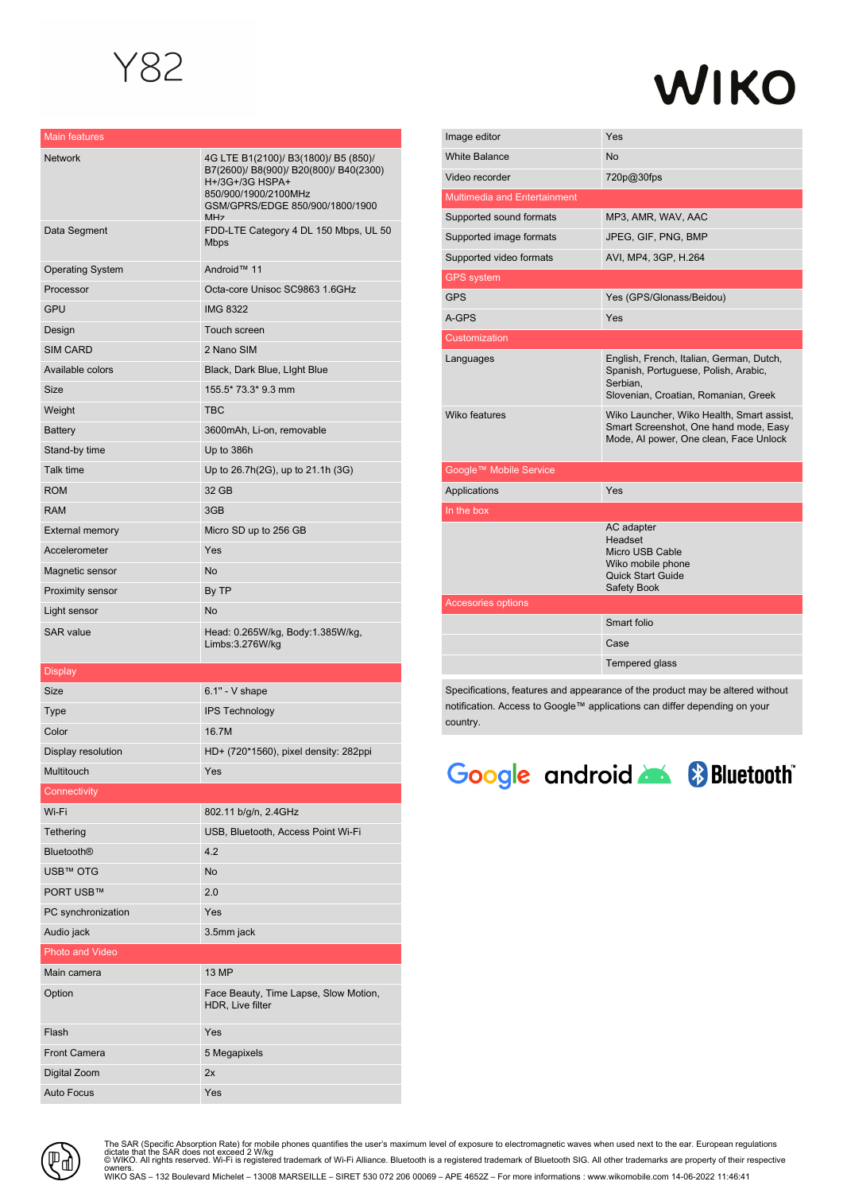# Y82

WIKO

| Main features | |
|---|---|
| Network | 4G LTE B1(2100)/ B3(1800)/ B5 (850)/ B7(2600)/ B8(900)/ B20(800)/ B40(2300) H+/3G+/3G HSPA+ 850/900/1900/2100MHz GSM/GPRS/EDGE 850/900/1800/1900 MHz |
| Data Segment | FDD-LTE Category 4 DL 150 Mbps, UL 50 Mbps |
| Operating System | Android™ 11 |
| Processor | Octa-core Unisoc SC9863 1.6GHz |
| GPU | IMG 8322 |
| Design | Touch screen |
| SIM CARD | 2 Nano SIM |
| Available colors | Black, Dark Blue, LIght Blue |
| Size | 155.5* 73.3* 9.3 mm |
| Weight | TBC |
| Battery | 3600mAh, Li-on, removable |
| Stand-by time | Up to 386h |
| Talk time | Up to 26.7h(2G), up to 21.1h (3G) |
| ROM | 32 GB |
| RAM | 3GB |
| External memory | Micro SD up to 256 GB |
| Accelerometer | Yes |
| Magnetic sensor | No |
| Proximity sensor | By TP |
| Light sensor | No |
| SAR value | Head: 0.265W/kg, Body:1.385W/kg, Limbs:3.276W/kg |
| **Display** | |
| Size | 6.1'' - V shape |
| Type | IPS Technology |
| Color | 16.7M |
| Display resolution | HD+ (720*1560), pixel density: 282ppi |
| Multitouch | Yes |
| **Connectivity** | |
| Wi-Fi | 802.11 b/g/n, 2.4GHz |
| Tethering | USB, Bluetooth, Access Point Wi-Fi |
| Bluetooth® | 4.2 |
| USB™ OTG | No |
| PORT USB™ | 2.0 |
| PC synchronization | Yes |
| Audio jack | 3.5mm jack |
| **Photo and Video** | |
| Main camera | 13 MP |
| Option | Face Beauty, Time Lapse, Slow Motion, HDR, Live filter |
| Flash | Yes |
| Front Camera | 5 Megapixels |
| Digital Zoom | 2x |
| Auto Focus | Yes |
| Image editor | Yes |
| White Balance | No |
| Video recorder | 720p@30fps |
| **Multimedia and Entertainment** | |
| Supported sound formats | MP3, AMR, WAV, AAC |
| Supported image formats | JPEG, GIF, PNG, BMP |
| Supported video formats | AVI, MP4, 3GP, H.264 |
| **GPS system** | |
| GPS | Yes (GPS/Glonass/Beidou) |
| A-GPS | Yes |
| **Customization** | |
| Languages | English, French, Italian, German, Dutch, Spanish, Portuguese, Polish, Arabic, Serbian, Slovenian, Croatian, Romanian, Greek |
| Wiko features | Wiko Launcher, Wiko Health, Smart assist, Smart Screenshot, One hand mode, Easy Mode, AI power, One clean, Face Unlock |
| **Google™ Mobile Service** | |
| Applications | Yes |
| **In the box** | |
| | AC adapter<br>Headset<br>Micro USB Cable<br>Wiko mobile phone<br>Quick Start Guide<br>Safety Book |
| **Accesories options** | |
| | Smart folio |
| | Case |
| | Tempered glass |

Specifications, features and appearance of the product may be altered without notification. Access to Google™ applications can differ depending on your country.

Google android Bluetooth

The SAR (Specific Absorption Rate) for mobile phones quantifies the user's maximum level of exposure to electromagnetic waves when used next to the ear. European regulations dictate that the SAR does not exceed 2 W/kg
© WIKO. All rights reserved. Wi-Fi is registered trademark of Wi-Fi Alliance. Bluetooth is a registered trademark of Bluetooth SIG. All other trademarks are property of their respective owners.
WIKO SAS – 132 Boulevard Michelet – 13008 MARSEILLE – SIRET 530 072 206 00069 – APE 4652Z – For more informations : www.wikomobile.com 14-06-2022 11:46:41